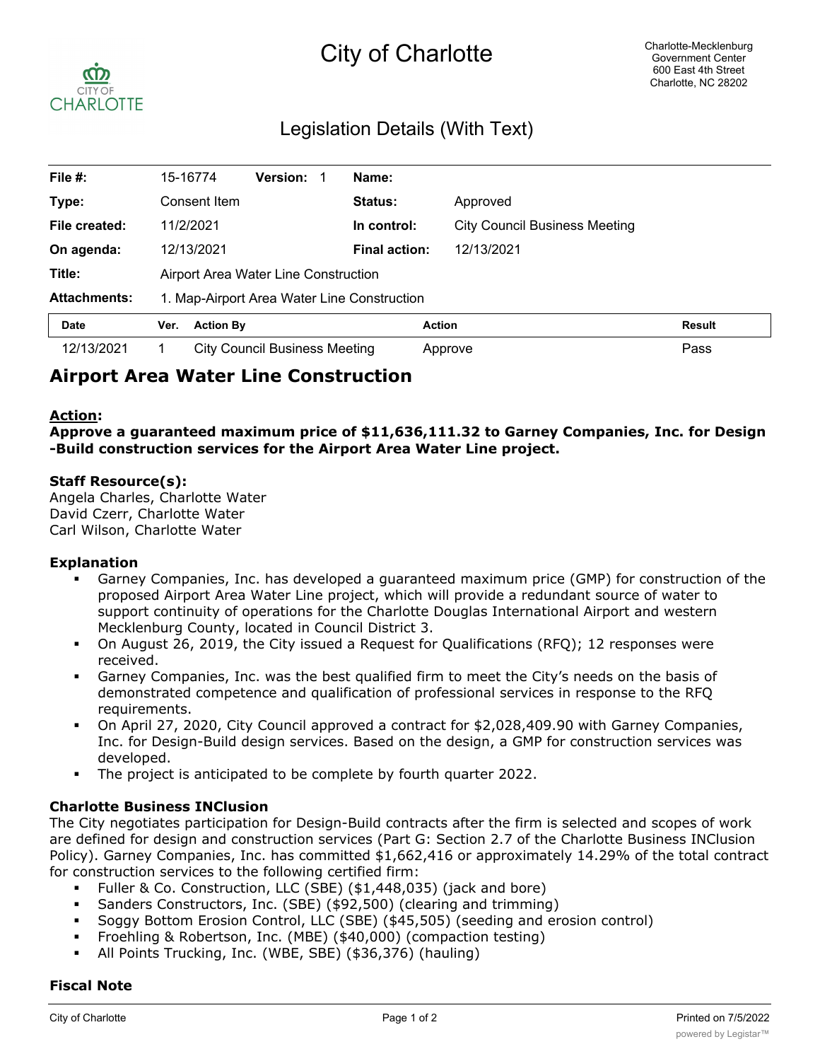# City of Charlotte

Charlotte-Mecklenburg Government Center
600 East 4th Street
Charlotte, NC 28202

## Legislation Details (With Text)

| | | | |
|---|---|---|---|
| **File #:** | 15-16774 **Version:** 1 | **Name:** | |
| **Type:** | Consent Item | **Status:** | Approved |
| **File created:** | 11/2/2021 | **In control:** | City Council Business Meeting |
| **On agenda:** | 12/13/2021 | **Final action:** | 12/13/2021 |
| **Title:** | Airport Area Water Line Construction | | |
| **Attachments:** | 1. Map-Airport Area Water Line Construction | | |

| Date | Ver. | Action By | Action | Result |
|---|---|---|---|---|
| 12/13/2021 | 1 | City Council Business Meeting | Approve | Pass |

# Airport Area Water Line Construction

**Action:**
**Approve a guaranteed maximum price of $11,636,111.32 to Garney Companies, Inc. for Design-Build construction services for the Airport Area Water Line project.**

**Staff Resource(s):**
Angela Charles, Charlotte Water
David Czerr, Charlotte Water
Carl Wilson, Charlotte Water

**Explanation**

- Garney Companies, Inc. has developed a guaranteed maximum price (GMP) for construction of the proposed Airport Area Water Line project, which will provide a redundant source of water to support continuity of operations for the Charlotte Douglas International Airport and western Mecklenburg County, located in Council District 3.
- On August 26, 2019, the City issued a Request for Qualifications (RFQ); 12 responses were received.
- Garney Companies, Inc. was the best qualified firm to meet the City's needs on the basis of demonstrated competence and qualification of professional services in response to the RFQ requirements.
- On April 27, 2020, City Council approved a contract for $2,028,409.90 with Garney Companies, Inc. for Design-Build design services. Based on the design, a GMP for construction services was developed.
- The project is anticipated to be complete by fourth quarter 2022.

**Charlotte Business INClusion**

The City negotiates participation for Design-Build contracts after the firm is selected and scopes of work are defined for design and construction services (Part G: Section 2.7 of the Charlotte Business INClusion Policy). Garney Companies, Inc. has committed $1,662,416 or approximately 14.29% of the total contract for construction services to the following certified firm:

- Fuller & Co. Construction, LLC (SBE) ($1,448,035) (jack and bore)
- Sanders Constructors, Inc. (SBE) ($92,500) (clearing and trimming)
- Soggy Bottom Erosion Control, LLC (SBE) ($45,505) (seeding and erosion control)
- Froehling & Robertson, Inc. (MBE) ($40,000) (compaction testing)
- All Points Trucking, Inc. (WBE, SBE) ($36,376) (hauling)

**Fiscal Note**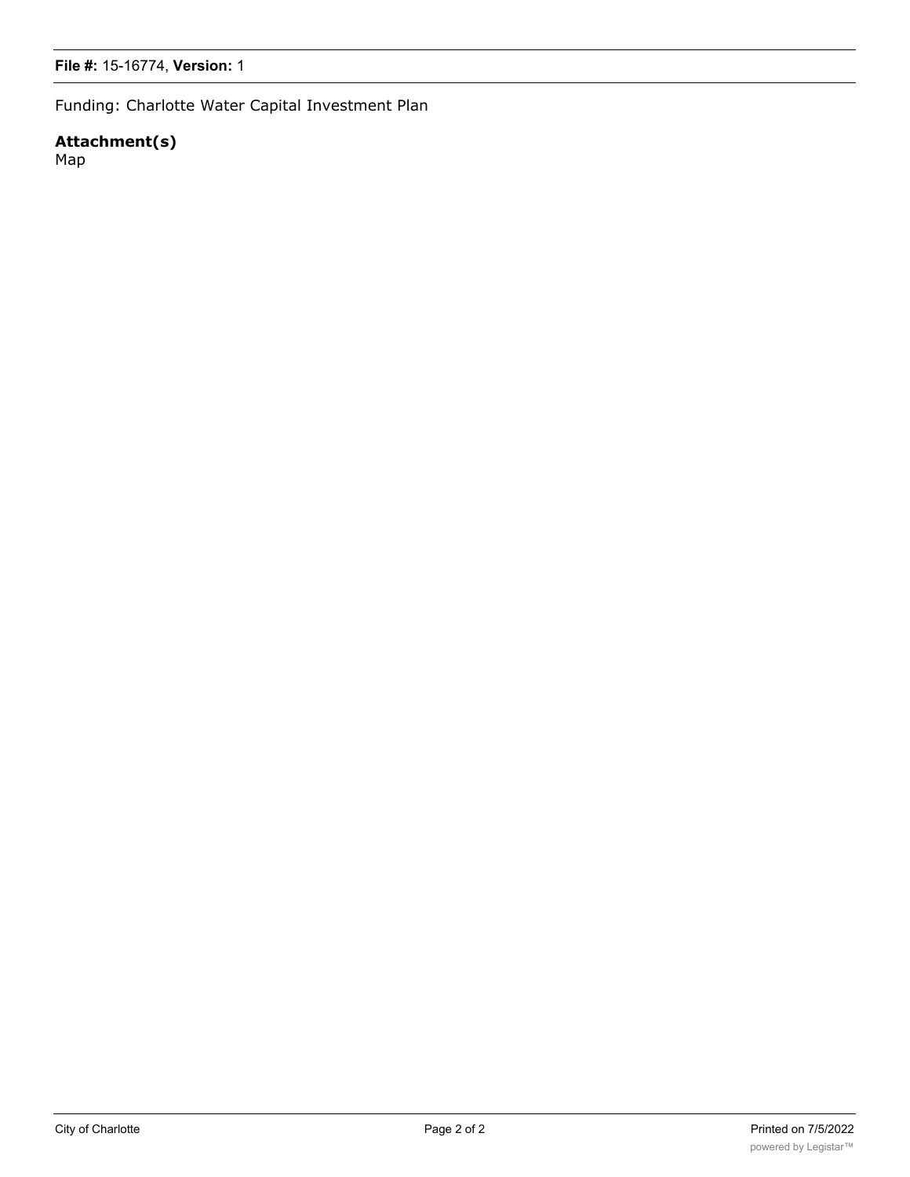Funding: Charlotte Water Capital Investment Plan

**Attachment(s)**

Map